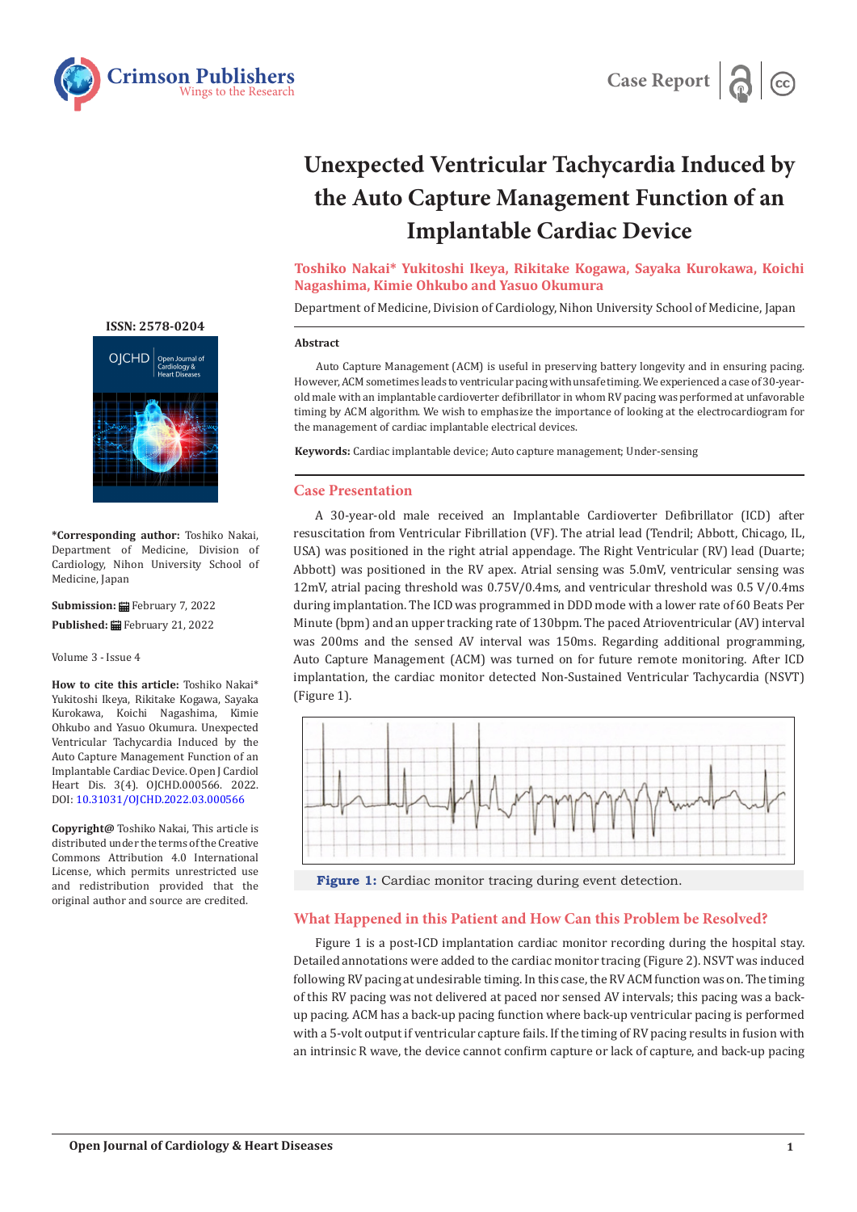# Unexpected Ventricular Tachycardia Induced by the Auto Capture Management Function of an Implantable Cardiac Device

**Toshiko Nakai\* Yukitoshi Ikeya, Rikitake Kogawa, Sayaka Kurokawa, Koichi Nagashima, Kimie Ohkubo and Yasuo Okumura**

Department of Medicine, Division of Cardiology, Nihon University School of Medicine, Japan

**ISSN: 2578-0204**

**\*Corresponding author:** Toshiko Nakai, Department of Medicine, Division of Cardiology, Nihon University School of Medicine, Japan

**Submission:** February 7, 2022

**Published:** February 21, 2022

Volume 3 - Issue 4

**How to cite this article:** Toshiko Nakai\* Yukitoshi Ikeya, Rikitake Kogawa, Sayaka Kurokawa, Koichi Nagashima, Kimie Ohkubo and Yasuo Okumura. Unexpected Ventricular Tachycardia Induced by the Auto Capture Management Function of an Implantable Cardiac Device. Open J Cardiol Heart Dis. 3(4). OJCHD.000566. 2022. DOI: 10.31031/OJCHD.2022.03.000566

**Copyright@** Toshiko Nakai, This article is distributed under the terms of the Creative Commons Attribution 4.0 International License, which permits unrestricted use and redistribution provided that the original author and source are credited.

## Abstract

Auto Capture Management (ACM) is useful in preserving battery longevity and in ensuring pacing. However, ACM sometimes leads to ventricular pacing with unsafe timing. We experienced a case of 30-year-old male with an implantable cardioverter defibrillator in whom RV pacing was performed at unfavorable timing by ACM algorithm. We wish to emphasize the importance of looking at the electrocardiogram for the management of cardiac implantable electrical devices.

**Keywords:** Cardiac implantable device; Auto capture management; Under-sensing

## Case Presentation

A 30-year-old male received an Implantable Cardioverter Defibrillator (ICD) after resuscitation from Ventricular Fibrillation (VF). The atrial lead (Tendril; Abbott, Chicago, IL, USA) was positioned in the right atrial appendage. The Right Ventricular (RV) lead (Duarte; Abbott) was positioned in the RV apex. Atrial sensing was 5.0mV, ventricular sensing was 12mV, atrial pacing threshold was 0.75V/0.4ms, and ventricular threshold was 0.5 V/0.4ms during implantation. The ICD was programmed in DDD mode with a lower rate of 60 Beats Per Minute (bpm) and an upper tracking rate of 130bpm. The paced Atrioventricular (AV) interval was 200ms and the sensed AV interval was 150ms. Regarding additional programming, Auto Capture Management (ACM) was turned on for future remote monitoring. After ICD implantation, the cardiac monitor detected Non-Sustained Ventricular Tachycardia (NSVT) (Figure 1).

**Figure 1:** Cardiac monitor tracing during event detection.

## What Happened in this Patient and How Can this Problem be Resolved?

Figure 1 is a post-ICD implantation cardiac monitor recording during the hospital stay. Detailed annotations were added to the cardiac monitor tracing (Figure 2). NSVT was induced following RV pacing at undesirable timing. In this case, the RV ACM function was on. The timing of this RV pacing was not delivered at paced nor sensed AV intervals; this pacing was a back-up pacing. ACM has a back-up pacing function where back-up ventricular pacing is performed with a 5-volt output if ventricular capture fails. If the timing of RV pacing results in fusion with an intrinsic R wave, the device cannot confirm capture or lack of capture, and back-up pacing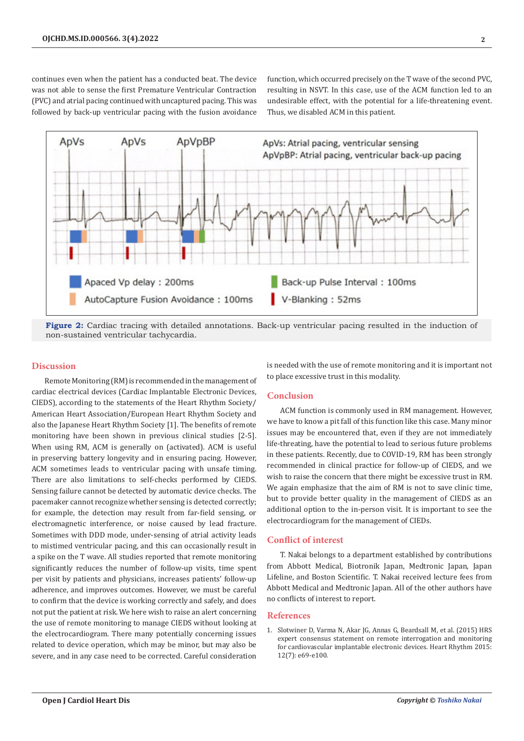continues even when the patient has a conducted beat. The device was not able to sense the first Premature Ventricular Contraction (PVC) and atrial pacing continued with uncaptured pacing. This was followed by back-up ventricular pacing with the fusion avoidance function, which occurred precisely on the T wave of the second PVC, resulting in NSVT. In this case, use of the ACM function led to an undesirable effect, with the potential for a life-threatening event. Thus, we disabled ACM in this patient.

**Figure 2:** Cardiac tracing with detailed annotations. Back-up ventricular pacing resulted in the induction of non-sustained ventricular tachycardia.

## Discussion

Remote Monitoring (RM) is recommended in the management of cardiac electrical devices (Cardiac Implantable Electronic Devices, CIEDS), according to the statements of the Heart Rhythm Society/American Heart Association/European Heart Rhythm Society and also the Japanese Heart Rhythm Society [1]. The benefits of remote monitoring have been shown in previous clinical studies [2-5]. When using RM, ACM is generally on (activated). ACM is useful in preserving battery longevity and in ensuring pacing. However, ACM sometimes leads to ventricular pacing with unsafe timing. There are also limitations to self-checks performed by CIEDS. Sensing failure cannot be detected by automatic device checks. The pacemaker cannot recognize whether sensing is detected correctly; for example, the detection may result from far-field sensing, or electromagnetic interference, or noise caused by lead fracture. Sometimes with DDD mode, under-sensing of atrial activity leads to mistimed ventricular pacing, and this can occasionally result in a spike on the T wave. All studies reported that remote monitoring significantly reduces the number of follow-up visits, time spent per visit by patients and physicians, increases patients' follow-up adherence, and improves outcomes. However, we must be careful to confirm that the device is working correctly and safely, and does not put the patient at risk. We here wish to raise an alert concerning the use of remote monitoring to manage CIEDS without looking at the electrocardiogram. There many potentially concerning issues related to device operation, which may be minor, but may also be severe, and in any case need to be corrected. Careful consideration is needed with the use of remote monitoring and it is important not to place excessive trust in this modality.

## Conclusion

ACM function is commonly used in RM management. However, we have to know a pit fall of this function like this case. Many minor issues may be encountered that, even if they are not immediately life-threating, have the potential to lead to serious future problems in these patients. Recently, due to COVID-19, RM has been strongly recommended in clinical practice for follow-up of CIEDS, and we wish to raise the concern that there might be excessive trust in RM. We again emphasize that the aim of RM is not to save clinic time, but to provide better quality in the management of CIEDS as an additional option to the in-person visit. It is important to see the electrocardiogram for the management of CIEDs.

## Conflict of interest

T. Nakai belongs to a department established by contributions from Abbott Medical, Biotronik Japan, Medtronic Japan, Japan Lifeline, and Boston Scientific. T. Nakai received lecture fees from Abbott Medical and Medtronic Japan. All of the other authors have no conflicts of interest to report.

## References

1. Slotwiner D, Varma N, Akar JG, Annas G, Beardsall M, et al. (2015) HRS expert consensus statement on remote interrogation and monitoring for cardiovascular implantable electronic devices. Heart Rhythm 2015: 12(7): e69-e100.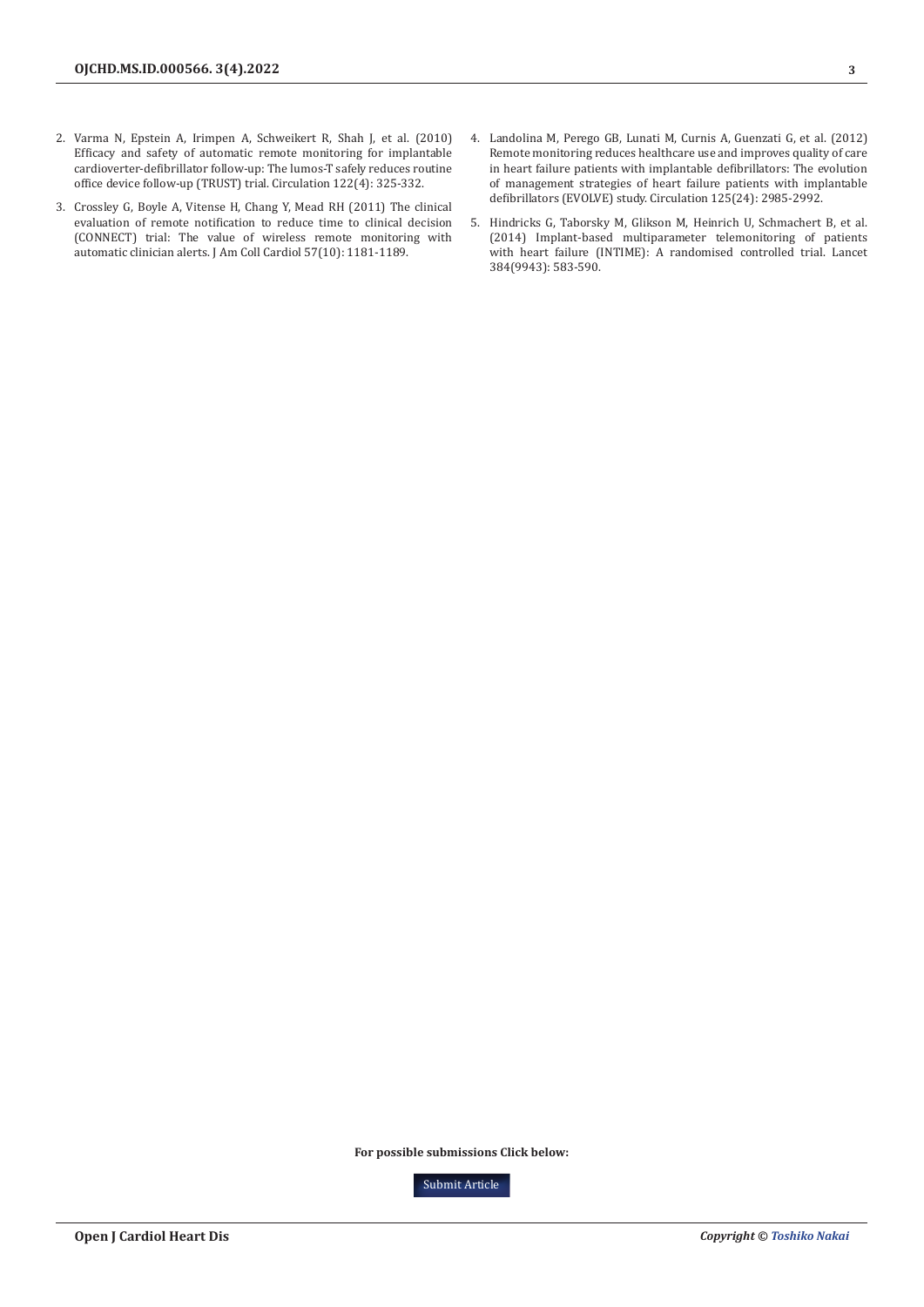2. Varma N, Epstein A, Irimpen A, Schweikert R, Shah J, et al. (2010) Efficacy and safety of automatic remote monitoring for implantable cardioverter-defibrillator follow-up: The lumos-T safely reduces routine office device follow-up (TRUST) trial. Circulation 122(4): 325-332.
3. Crossley G, Boyle A, Vitense H, Chang Y, Mead RH (2011) The clinical evaluation of remote notification to reduce time to clinical decision (CONNECT) trial: The value of wireless remote monitoring with automatic clinician alerts. J Am Coll Cardiol 57(10): 1181-1189.
4. Landolina M, Perego GB, Lunati M, Curnis A, Guenzati G, et al. (2012) Remote monitoring reduces healthcare use and improves quality of care in heart failure patients with implantable defibrillators: The evolution of management strategies of heart failure patients with implantable defibrillators (EVOLVE) study. Circulation 125(24): 2985-2992.
5. Hindricks G, Taborsky M, Glikson M, Heinrich U, Schmachert B, et al. (2014) Implant-based multiparameter telemonitoring of patients with heart failure (INTIME): A randomised controlled trial. Lancet 384(9943): 583-590.

**For possible submissions Click below:**

Submit Article